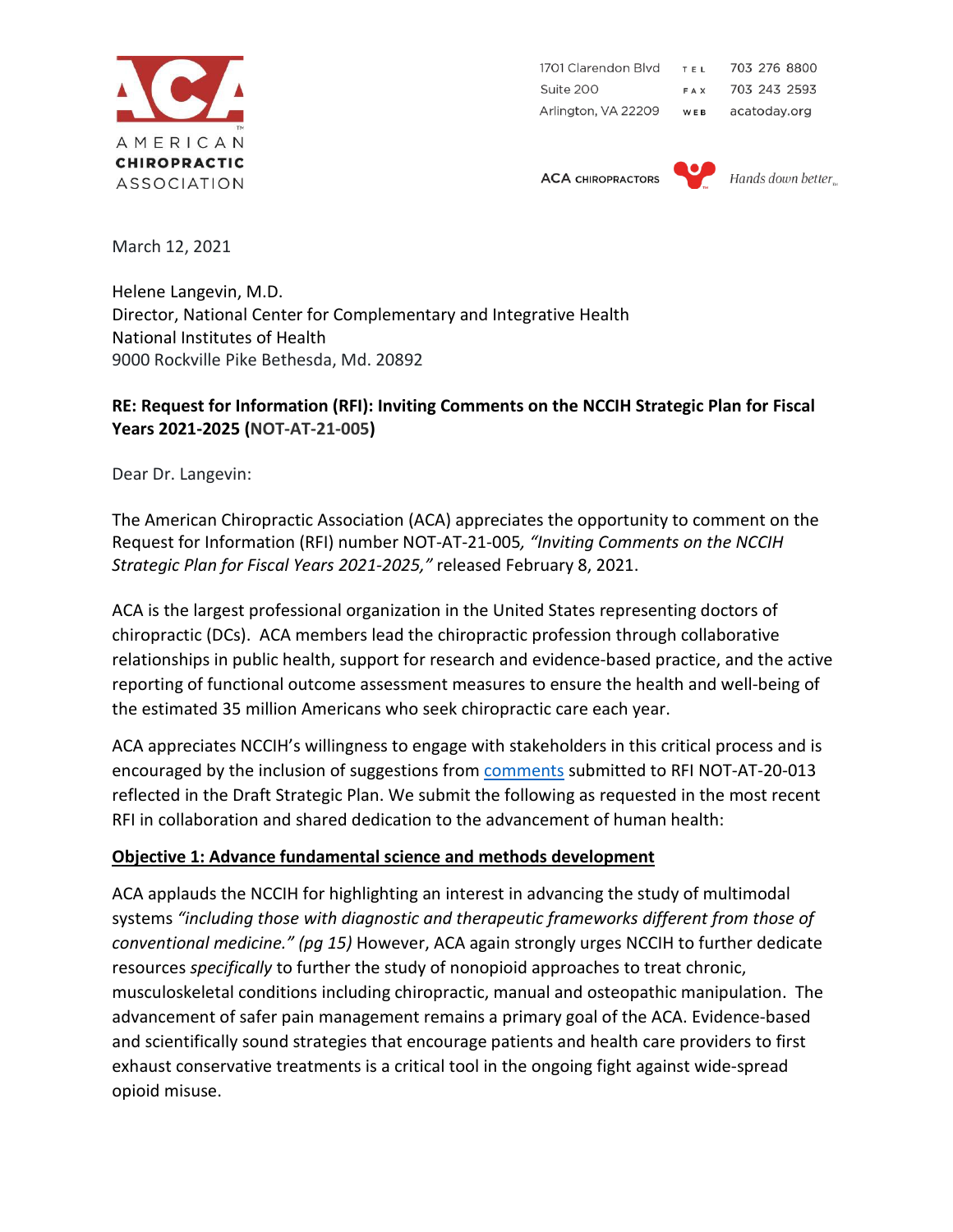AMERICAN CHIROPRACTIC ASSOCIATION

1701 Clarendon Blvd
Suite 200
Arlington, VA 22209

TEL 703 276 8800
FAX 703 243 2593
WEB acatoday.org

ACA CHIROPRACTORS — *Hands down better.*

March 12, 2021

Helene Langevin, M.D.
Director, National Center for Complementary and Integrative Health
National Institutes of Health
9000 Rockville Pike Bethesda, Md. 20892

**RE: Request for Information (RFI): Inviting Comments on the NCCIH Strategic Plan for Fiscal Years 2021-2025 (NOT-AT-21-005)**

Dear Dr. Langevin:

The American Chiropractic Association (ACA) appreciates the opportunity to comment on the Request for Information (RFI) number NOT-AT-21-005*, "Inviting Comments on the NCCIH Strategic Plan for Fiscal Years 2021-2025,"* released February 8, 2021.

ACA is the largest professional organization in the United States representing doctors of chiropractic (DCs). ACA members lead the chiropractic profession through collaborative relationships in public health, support for research and evidence-based practice, and the active reporting of functional outcome assessment measures to ensure the health and well-being of the estimated 35 million Americans who seek chiropractic care each year.

ACA appreciates NCCIH's willingness to engage with stakeholders in this critical process and is encouraged by the inclusion of suggestions from comments submitted to RFI NOT-AT-20-013 reflected in the Draft Strategic Plan. We submit the following as requested in the most recent RFI in collaboration and shared dedication to the advancement of human health:

**Objective 1: Advance fundamental science and methods development**

ACA applauds the NCCIH for highlighting an interest in advancing the study of multimodal systems *"including those with diagnostic and therapeutic frameworks different from those of conventional medicine." (pg 15)* However, ACA again strongly urges NCCIH to further dedicate resources *specifically* to further the study of nonopioid approaches to treat chronic, musculoskeletal conditions including chiropractic, manual and osteopathic manipulation. The advancement of safer pain management remains a primary goal of the ACA. Evidence-based and scientifically sound strategies that encourage patients and health care providers to first exhaust conservative treatments is a critical tool in the ongoing fight against wide-spread opioid misuse.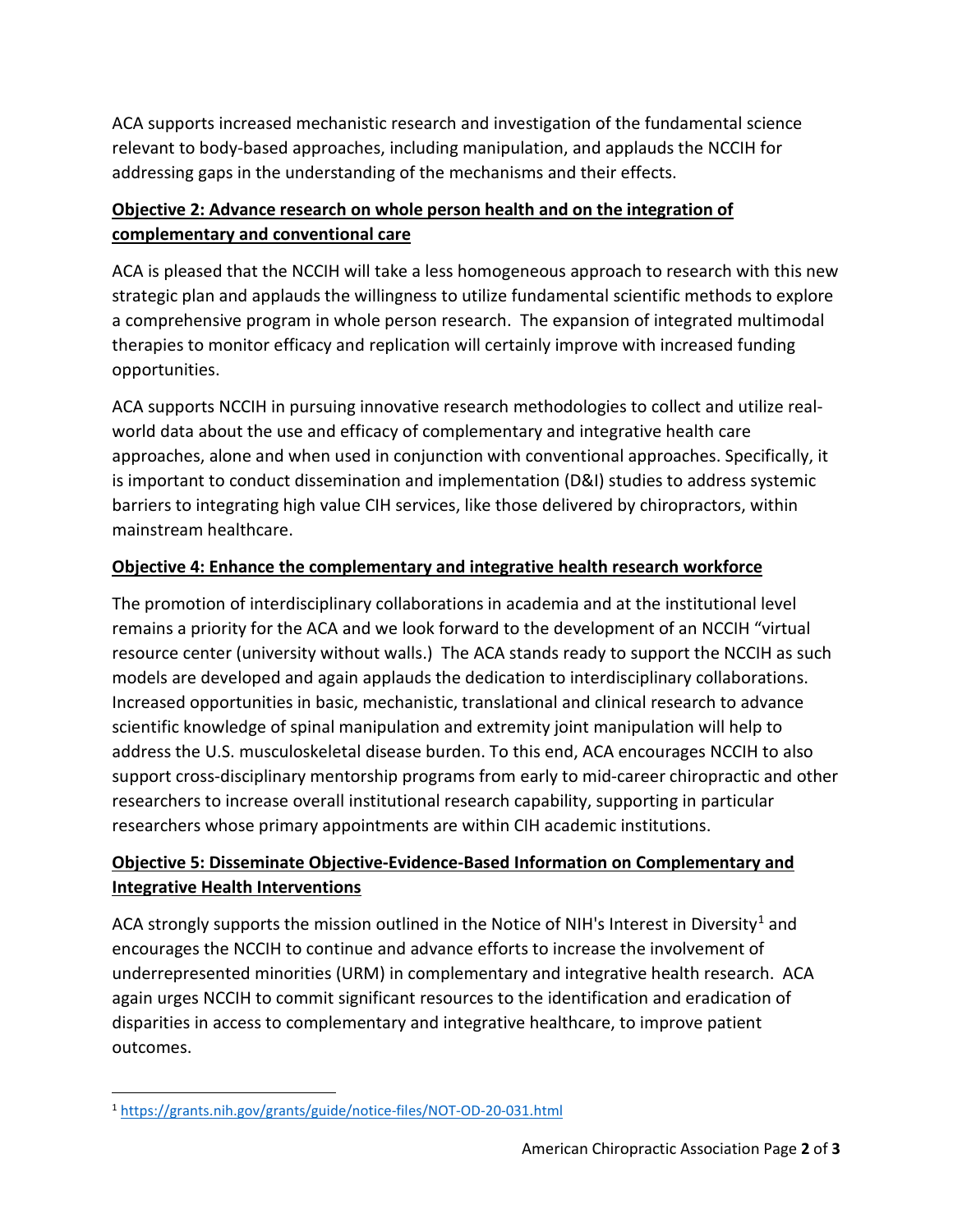ACA supports increased mechanistic research and investigation of the fundamental science relevant to body-based approaches, including manipulation, and applauds the NCCIH for addressing gaps in the understanding of the mechanisms and their effects.

**Objective 2: Advance research on whole person health and on the integration of complementary and conventional care**

ACA is pleased that the NCCIH will take a less homogeneous approach to research with this new strategic plan and applauds the willingness to utilize fundamental scientific methods to explore a comprehensive program in whole person research. The expansion of integrated multimodal therapies to monitor efficacy and replication will certainly improve with increased funding opportunities.

ACA supports NCCIH in pursuing innovative research methodologies to collect and utilize real-world data about the use and efficacy of complementary and integrative health care approaches, alone and when used in conjunction with conventional approaches. Specifically, it is important to conduct dissemination and implementation (D&I) studies to address systemic barriers to integrating high value CIH services, like those delivered by chiropractors, within mainstream healthcare.

**Objective 4: Enhance the complementary and integrative health research workforce**

The promotion of interdisciplinary collaborations in academia and at the institutional level remains a priority for the ACA and we look forward to the development of an NCCIH "virtual resource center (university without walls.) The ACA stands ready to support the NCCIH as such models are developed and again applauds the dedication to interdisciplinary collaborations. Increased opportunities in basic, mechanistic, translational and clinical research to advance scientific knowledge of spinal manipulation and extremity joint manipulation will help to address the U.S. musculoskeletal disease burden. To this end, ACA encourages NCCIH to also support cross-disciplinary mentorship programs from early to mid-career chiropractic and other researchers to increase overall institutional research capability, supporting in particular researchers whose primary appointments are within CIH academic institutions.

**Objective 5: Disseminate Objective-Evidence-Based Information on Complementary and Integrative Health Interventions**

ACA strongly supports the mission outlined in the Notice of NIH's Interest in Diversity[1] and encourages the NCCIH to continue and advance efforts to increase the involvement of underrepresented minorities (URM) in complementary and integrative health research. ACA again urges NCCIH to commit significant resources to the identification and eradication of disparities in access to complementary and integrative healthcare, to improve patient outcomes.

[1] https://grants.nih.gov/grants/guide/notice-files/NOT-OD-20-031.html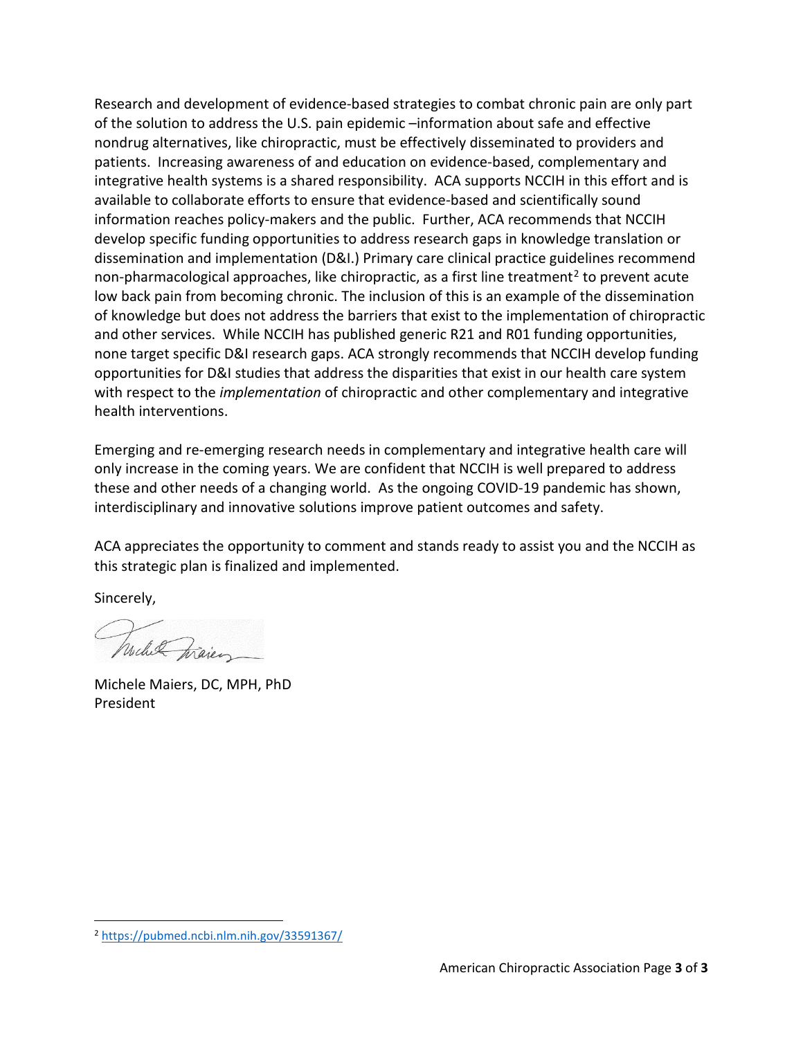Research and development of evidence-based strategies to combat chronic pain are only part of the solution to address the U.S. pain epidemic –information about safe and effective nondrug alternatives, like chiropractic, must be effectively disseminated to providers and patients. Increasing awareness of and education on evidence-based, complementary and integrative health systems is a shared responsibility. ACA supports NCCIH in this effort and is available to collaborate efforts to ensure that evidence-based and scientifically sound information reaches policy-makers and the public. Further, ACA recommends that NCCIH develop specific funding opportunities to address research gaps in knowledge translation or dissemination and implementation (D&I.) Primary care clinical practice guidelines recommend non-pharmacological approaches, like chiropractic, as a first line treatment[2] to prevent acute low back pain from becoming chronic. The inclusion of this is an example of the dissemination of knowledge but does not address the barriers that exist to the implementation of chiropractic and other services. While NCCIH has published generic R21 and R01 funding opportunities, none target specific D&I research gaps. ACA strongly recommends that NCCIH develop funding opportunities for D&I studies that address the disparities that exist in our health care system with respect to the *implementation* of chiropractic and other complementary and integrative health interventions.

Emerging and re-emerging research needs in complementary and integrative health care will only increase in the coming years. We are confident that NCCIH is well prepared to address these and other needs of a changing world. As the ongoing COVID-19 pandemic has shown, interdisciplinary and innovative solutions improve patient outcomes and safety.

ACA appreciates the opportunity to comment and stands ready to assist you and the NCCIH as this strategic plan is finalized and implemented.

Sincerely,

Michele Maiers, DC, MPH, PhD
President

---

[2] https://pubmed.ncbi.nlm.nih.gov/33591367/